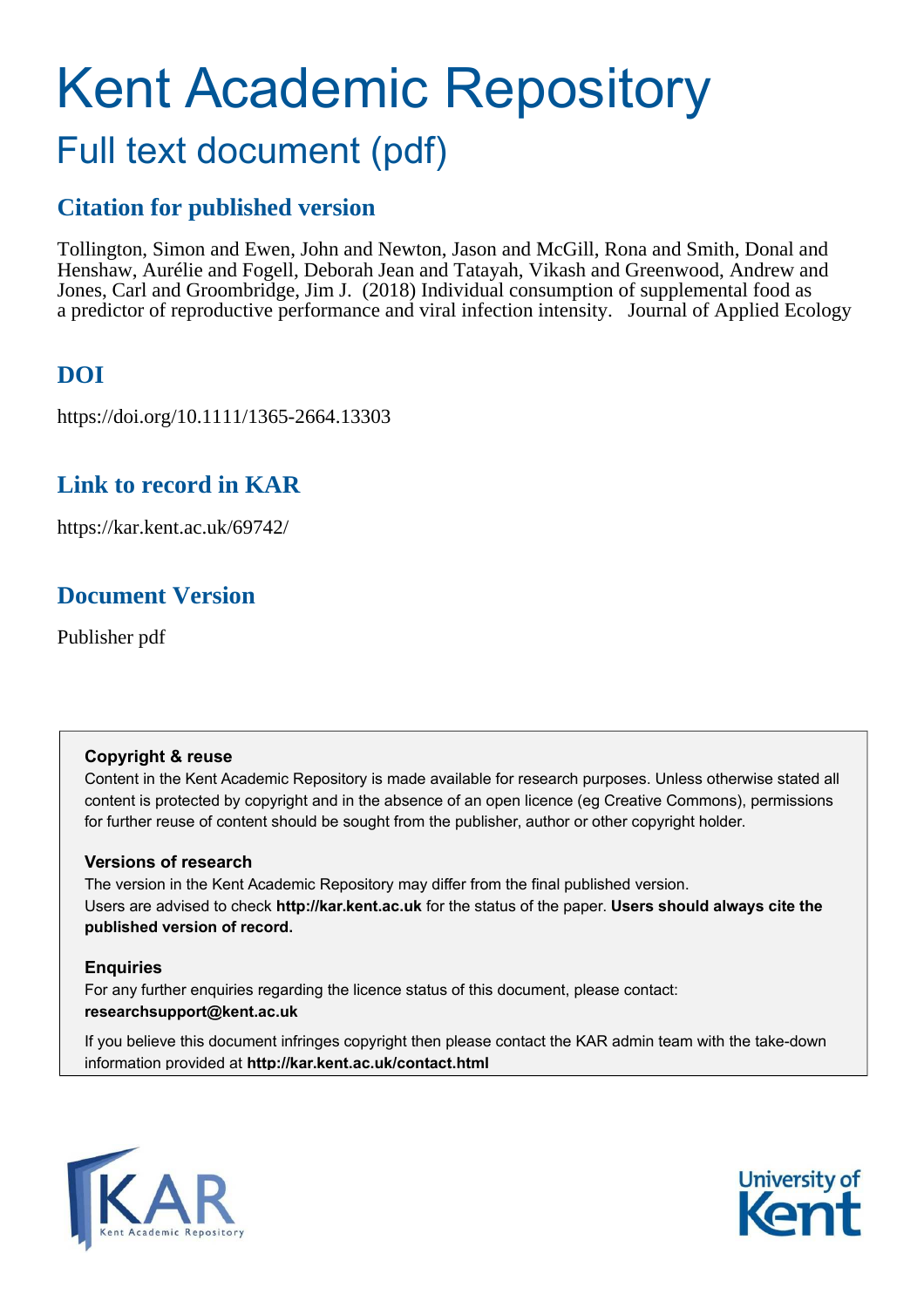# Kent Academic Repository

## Full text document (pdf)

### Citation for published version

Tollington, Simon and Ewen, John and Newton, Jason and McGill, Rona and Smith, Donal and Henshaw, Aurélie and Fogell, Deborah Jean and Tatayah, Vikash and Greenwood, Andrew and Jones, Carl and Groombridge, Jim J. (2018) Individual consumption of supplemental food as a predictor of reproductive performance and viral infection intensity. Journal of Applied Ecology

### DOI

https://doi.org/10.1111/1365-2664.13303

### Link to record in KAR

https://kar.kent.ac.uk/69742/

### Document Version

Publisher pdf

**Copyright & reuse**

Content in the Kent Academic Repository is made available for research purposes. Unless otherwise stated all content is protected by copyright and in the absence of an open licence (eg Creative Commons), permissions for further reuse of content should be sought from the publisher, author or other copyright holder.

**Versions of research**

The version in the Kent Academic Repository may differ from the final published version. Users are advised to check **http://kar.kent.ac.uk** for the status of the paper. **Users should always cite the published version of record.**

**Enquiries**

For any further enquiries regarding the licence status of this document, please contact: **researchsupport@kent.ac.uk**

If you believe this document infringes copyright then please contact the KAR admin team with the take-down information provided at **http://kar.kent.ac.uk/contact.html**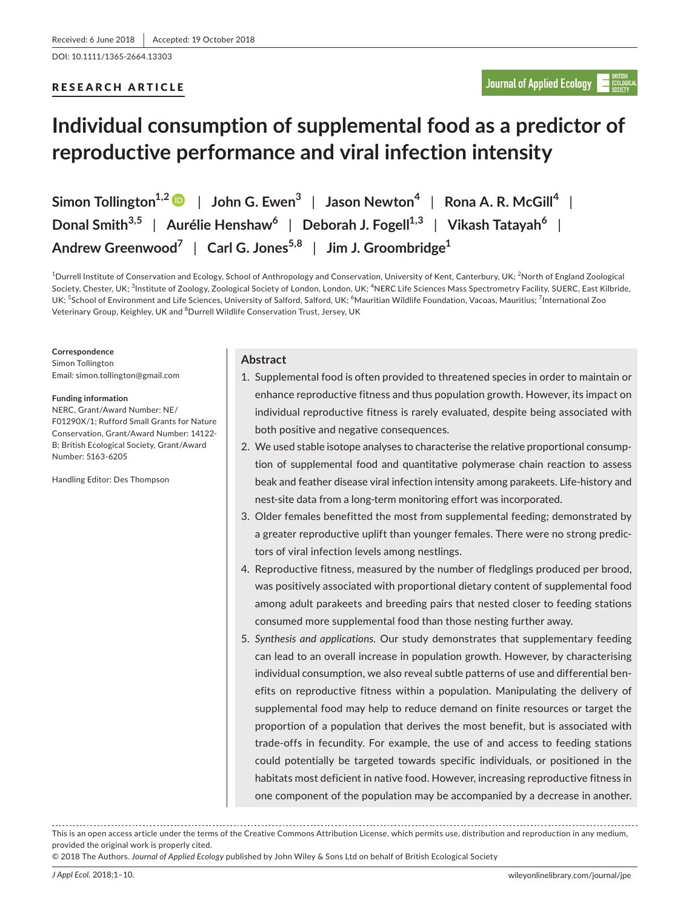Received: 6 June 2018 | Accepted: 19 October 2018

DOI: 10.1111/1365-2664.13303

**RESEARCH ARTICLE**

# Individual consumption of supplemental food as a predictor of reproductive performance and viral infection intensity

**Simon Tollington**[1,2] | **John G. Ewen**[3] | **Jason Newton**[4] | **Rona A. R. McGill**[4] | **Donal Smith**[3,5] | **Aurélie Henshaw**[6] | **Deborah J. Fogell**[1,3] | **Vikash Tatayah**[6] | **Andrew Greenwood**[7] | **Carl G. Jones**[5,8] | **Jim J. Groombridge**[1]

[1]Durrell Institute of Conservation and Ecology, School of Anthropology and Conservation, University of Kent, Canterbury, UK; [2]North of England Zoological Society, Chester, UK; [3]Institute of Zoology, Zoological Society of London, London, UK; [4]NERC Life Sciences Mass Spectrometry Facility, SUERC, East Kilbride, UK; [5]School of Environment and Life Sciences, University of Salford, Salford, UK; [6]Mauritian Wildlife Foundation, Vacoas, Mauritius; [7]International Zoo Veterinary Group, Keighley, UK and [8]Durrell Wildlife Conservation Trust, Jersey, UK

**Correspondence**
Simon Tollington
Email: simon.tollington@gmail.com

**Funding information**
NERC, Grant/Award Number: NE/F01290X/1; Rufford Small Grants for Nature Conservation, Grant/Award Number: 14122-B; British Ecological Society, Grant/Award Number: 5163-6205

Handling Editor: Des Thompson

## Abstract

1. Supplemental food is often provided to threatened species in order to maintain or enhance reproductive fitness and thus population growth. However, its impact on individual reproductive fitness is rarely evaluated, despite being associated with both positive and negative consequences.
2. We used stable isotope analyses to characterise the relative proportional consumption of supplemental food and quantitative polymerase chain reaction to assess beak and feather disease viral infection intensity among parakeets. Life-history and nest-site data from a long-term monitoring effort was incorporated.
3. Older females benefitted the most from supplemental feeding; demonstrated by a greater reproductive uplift than younger females. There were no strong predictors of viral infection levels among nestlings.
4. Reproductive fitness, measured by the number of fledglings produced per brood, was positively associated with proportional dietary content of supplemental food among adult parakeets and breeding pairs that nested closer to feeding stations consumed more supplemental food than those nesting further away.
5. *Synthesis and applications.* Our study demonstrates that supplementary feeding can lead to an overall increase in population growth. However, by characterising individual consumption, we also reveal subtle patterns of use and differential benefits on reproductive fitness within a population. Manipulating the delivery of supplemental food may help to reduce demand on finite resources or target the proportion of a population that derives the most benefit, but is associated with trade-offs in fecundity. For example, the use of and access to feeding stations could potentially be targeted towards specific individuals, or positioned in the habitats most deficient in native food. However, increasing reproductive fitness in one component of the population may be accompanied by a decrease in another.

This is an open access article under the terms of the Creative Commons Attribution License, which permits use, distribution and reproduction in any medium, provided the original work is properly cited.
© 2018 The Authors. *Journal of Applied Ecology* published by John Wiley & Sons Ltd on behalf of British Ecological Society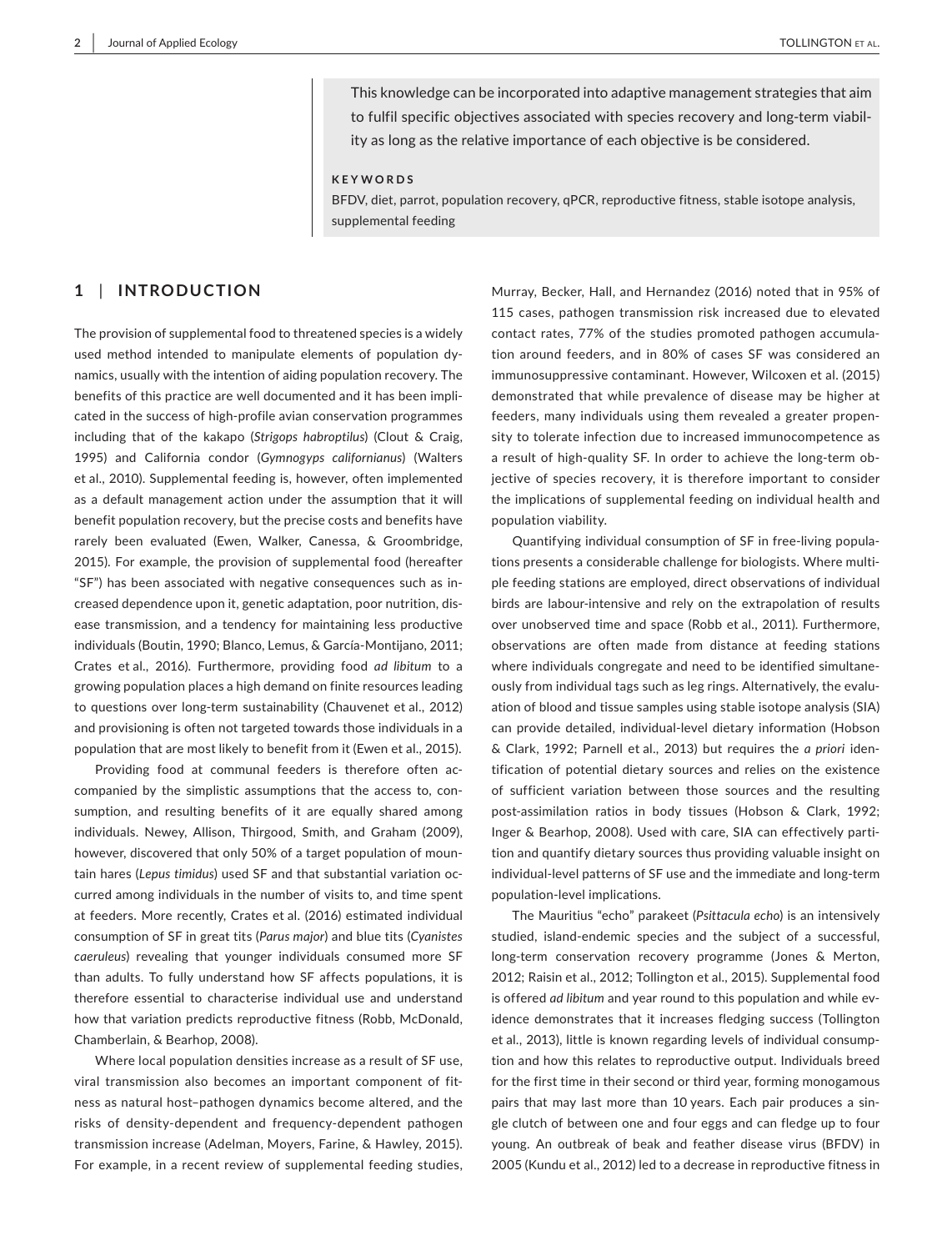This knowledge can be incorporated into adaptive management strategies that aim to fulfil specific objectives associated with species recovery and long-term viability as long as the relative importance of each objective is be considered.

**KEYWORDS**

BFDV, diet, parrot, population recovery, qPCR, reproductive fitness, stable isotope analysis, supplemental feeding

## 1 | INTRODUCTION

The provision of supplemental food to threatened species is a widely used method intended to manipulate elements of population dynamics, usually with the intention of aiding population recovery. The benefits of this practice are well documented and it has been implicated in the success of high-profile avian conservation programmes including that of the kakapo (*Strigops habroptilus*) (Clout & Craig, 1995) and California condor (*Gymnogyps californianus*) (Walters et al., 2010). Supplemental feeding is, however, often implemented as a default management action under the assumption that it will benefit population recovery, but the precise costs and benefits have rarely been evaluated (Ewen, Walker, Canessa, & Groombridge, 2015). For example, the provision of supplemental food (hereafter "SF") has been associated with negative consequences such as increased dependence upon it, genetic adaptation, poor nutrition, disease transmission, and a tendency for maintaining less productive individuals (Boutin, 1990; Blanco, Lemus, & García-Montijano, 2011; Crates et al., 2016). Furthermore, providing food *ad libitum* to a growing population places a high demand on finite resources leading to questions over long-term sustainability (Chauvenet et al., 2012) and provisioning is often not targeted towards those individuals in a population that are most likely to benefit from it (Ewen et al., 2015).

Providing food at communal feeders is therefore often accompanied by the simplistic assumptions that the access to, consumption, and resulting benefits of it are equally shared among individuals. Newey, Allison, Thirgood, Smith, and Graham (2009), however, discovered that only 50% of a target population of mountain hares (*Lepus timidus*) used SF and that substantial variation occurred among individuals in the number of visits to, and time spent at feeders. More recently, Crates et al. (2016) estimated individual consumption of SF in great tits (*Parus major*) and blue tits (*Cyanistes caeruleus*) revealing that younger individuals consumed more SF than adults. To fully understand how SF affects populations, it is therefore essential to characterise individual use and understand how that variation predicts reproductive fitness (Robb, McDonald, Chamberlain, & Bearhop, 2008).

Where local population densities increase as a result of SF use, viral transmission also becomes an important component of fitness as natural host–pathogen dynamics become altered, and the risks of density-dependent and frequency-dependent pathogen transmission increase (Adelman, Moyers, Farine, & Hawley, 2015). For example, in a recent review of supplemental feeding studies, Murray, Becker, Hall, and Hernandez (2016) noted that in 95% of 115 cases, pathogen transmission risk increased due to elevated contact rates, 77% of the studies promoted pathogen accumulation around feeders, and in 80% of cases SF was considered an immunosuppressive contaminant. However, Wilcoxen et al. (2015) demonstrated that while prevalence of disease may be higher at feeders, many individuals using them revealed a greater propensity to tolerate infection due to increased immunocompetence as a result of high-quality SF. In order to achieve the long-term objective of species recovery, it is therefore important to consider the implications of supplemental feeding on individual health and population viability.

Quantifying individual consumption of SF in free-living populations presents a considerable challenge for biologists. Where multiple feeding stations are employed, direct observations of individual birds are labour-intensive and rely on the extrapolation of results over unobserved time and space (Robb et al., 2011). Furthermore, observations are often made from distance at feeding stations where individuals congregate and need to be identified simultaneously from individual tags such as leg rings. Alternatively, the evaluation of blood and tissue samples using stable isotope analysis (SIA) can provide detailed, individual-level dietary information (Hobson & Clark, 1992; Parnell et al., 2013) but requires the *a priori* identification of potential dietary sources and relies on the existence of sufficient variation between those sources and the resulting post-assimilation ratios in body tissues (Hobson & Clark, 1992; Inger & Bearhop, 2008). Used with care, SIA can effectively partition and quantify dietary sources thus providing valuable insight on individual-level patterns of SF use and the immediate and long-term population-level implications.

The Mauritius "echo" parakeet (*Psittacula echo*) is an intensively studied, island-endemic species and the subject of a successful, long-term conservation recovery programme (Jones & Merton, 2012; Raisin et al., 2012; Tollington et al., 2015). Supplemental food is offered *ad libitum* and year round to this population and while evidence demonstrates that it increases fledging success (Tollington et al., 2013), little is known regarding levels of individual consumption and how this relates to reproductive output. Individuals breed for the first time in their second or third year, forming monogamous pairs that may last more than 10 years. Each pair produces a single clutch of between one and four eggs and can fledge up to four young. An outbreak of beak and feather disease virus (BFDV) in 2005 (Kundu et al., 2012) led to a decrease in reproductive fitness in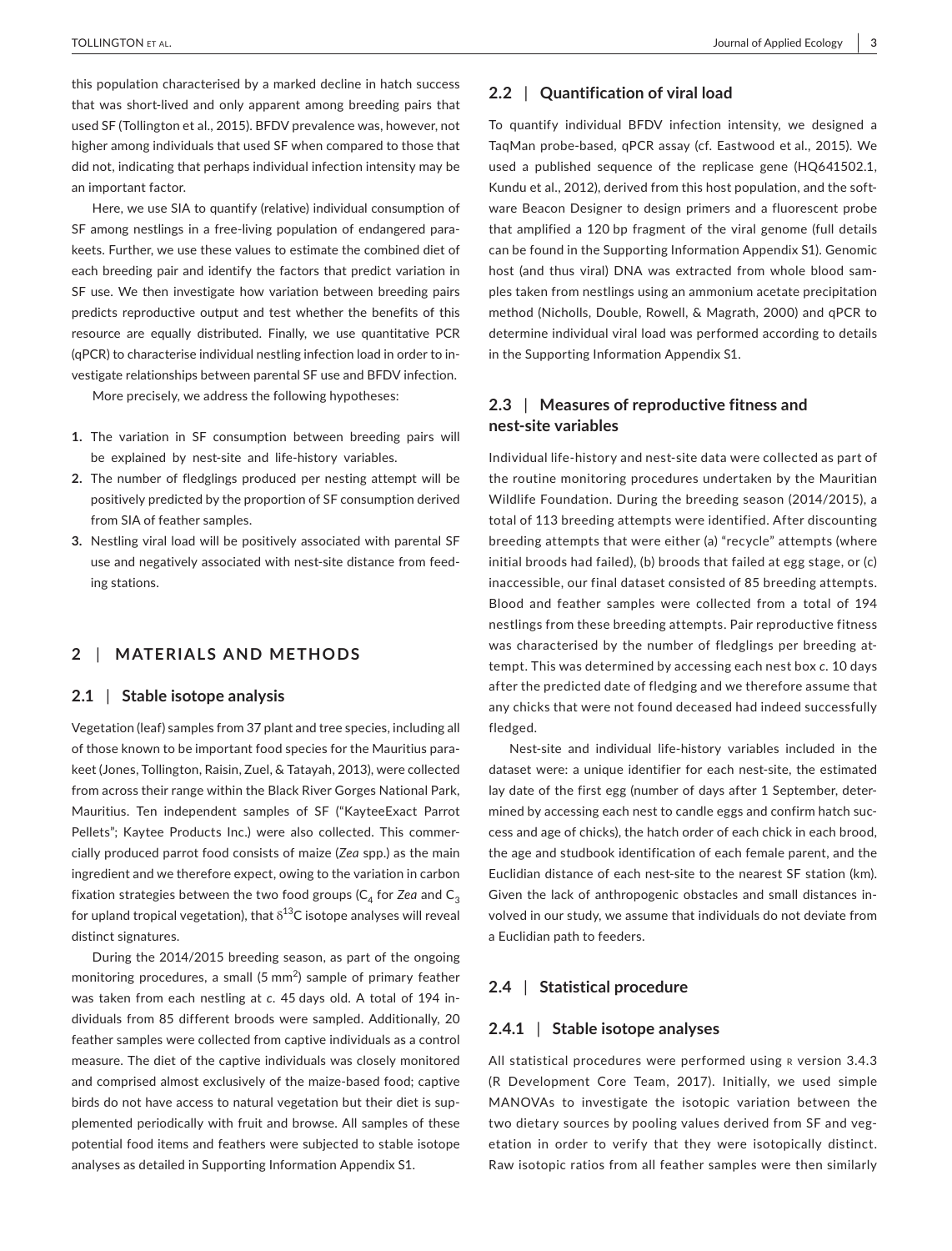this population characterised by a marked decline in hatch success that was short-lived and only apparent among breeding pairs that used SF (Tollington et al., 2015). BFDV prevalence was, however, not higher among individuals that used SF when compared to those that did not, indicating that perhaps individual infection intensity may be an important factor.

Here, we use SIA to quantify (relative) individual consumption of SF among nestlings in a free-living population of endangered parakeets. Further, we use these values to estimate the combined diet of each breeding pair and identify the factors that predict variation in SF use. We then investigate how variation between breeding pairs predicts reproductive output and test whether the benefits of this resource are equally distributed. Finally, we use quantitative PCR (qPCR) to characterise individual nestling infection load in order to investigate relationships between parental SF use and BFDV infection.

More precisely, we address the following hypotheses:

1. The variation in SF consumption between breeding pairs will be explained by nest-site and life-history variables.
2. The number of fledglings produced per nesting attempt will be positively predicted by the proportion of SF consumption derived from SIA of feather samples.
3. Nestling viral load will be positively associated with parental SF use and negatively associated with nest-site distance from feeding stations.

## 2 | MATERIALS AND METHODS

### 2.1 | Stable isotope analysis

Vegetation (leaf) samples from 37 plant and tree species, including all of those known to be important food species for the Mauritius parakeet (Jones, Tollington, Raisin, Zuel, & Tatayah, 2013), were collected from across their range within the Black River Gorges National Park, Mauritius. Ten independent samples of SF ("KayteeExact Parrot Pellets"; Kaytee Products Inc.) were also collected. This commercially produced parrot food consists of maize (*Zea* spp.) as the main ingredient and we therefore expect, owing to the variation in carbon fixation strategies between the two food groups ($C_4$ for *Zea* and $C_3$ for upland tropical vegetation), that $\delta^{13}C$ isotope analyses will reveal distinct signatures.

During the 2014/2015 breeding season, as part of the ongoing monitoring procedures, a small (5 $mm^2$) sample of primary feather was taken from each nestling at *c*. 45 days old. A total of 194 individuals from 85 different broods were sampled. Additionally, 20 feather samples were collected from captive individuals as a control measure. The diet of the captive individuals was closely monitored and comprised almost exclusively of the maize-based food; captive birds do not have access to natural vegetation but their diet is supplemented periodically with fruit and browse. All samples of these potential food items and feathers were subjected to stable isotope analyses as detailed in Supporting Information Appendix S1.

### 2.2 | Quantification of viral load

To quantify individual BFDV infection intensity, we designed a TaqMan probe-based, qPCR assay (cf. Eastwood et al., 2015). We used a published sequence of the replicase gene (HQ641502.1, Kundu et al., 2012), derived from this host population, and the software Beacon Designer to design primers and a fluorescent probe that amplified a 120 bp fragment of the viral genome (full details can be found in the Supporting Information Appendix S1). Genomic host (and thus viral) DNA was extracted from whole blood samples taken from nestlings using an ammonium acetate precipitation method (Nicholls, Double, Rowell, & Magrath, 2000) and qPCR to determine individual viral load was performed according to details in the Supporting Information Appendix S1.

### 2.3 | Measures of reproductive fitness and nest-site variables

Individual life-history and nest-site data were collected as part of the routine monitoring procedures undertaken by the Mauritian Wildlife Foundation. During the breeding season (2014/2015), a total of 113 breeding attempts were identified. After discounting breeding attempts that were either (a) "recycle" attempts (where initial broods had failed), (b) broods that failed at egg stage, or (c) inaccessible, our final dataset consisted of 85 breeding attempts. Blood and feather samples were collected from a total of 194 nestlings from these breeding attempts. Pair reproductive fitness was characterised by the number of fledglings per breeding attempt. This was determined by accessing each nest box *c*. 10 days after the predicted date of fledging and we therefore assume that any chicks that were not found deceased had indeed successfully fledged.

Nest-site and individual life-history variables included in the dataset were: a unique identifier for each nest-site, the estimated lay date of the first egg (number of days after 1 September, determined by accessing each nest to candle eggs and confirm hatch success and age of chicks), the hatch order of each chick in each brood, the age and studbook identification of each female parent, and the Euclidian distance of each nest-site to the nearest SF station (km). Given the lack of anthropogenic obstacles and small distances involved in our study, we assume that individuals do not deviate from a Euclidian path to feeders.

### 2.4 | Statistical procedure

#### 2.4.1 | Stable isotope analyses

All statistical procedures were performed using R version 3.4.3 (R Development Core Team, 2017). Initially, we used simple MANOVAs to investigate the isotopic variation between the two dietary sources by pooling values derived from SF and vegetation in order to verify that they were isotopically distinct. Raw isotopic ratios from all feather samples were then similarly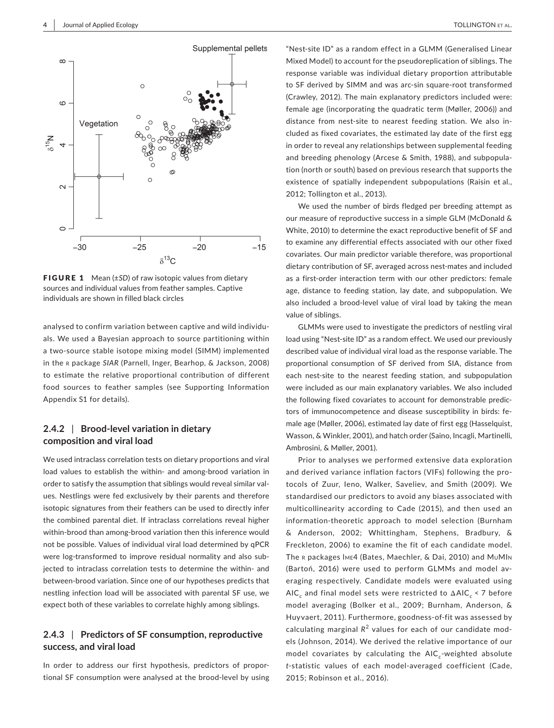FIGURE 1 Mean (±*SD*) of raw isotopic values from dietary sources and individual values from feather samples. Captive individuals are shown in filled black circles

analysed to confirm variation between captive and wild individuals. We used a Bayesian approach to source partitioning within a two-source stable isotope mixing model (SIMM) implemented in the R package *SIAR* (Parnell, Inger, Bearhop, & Jackson, 2008) to estimate the relative proportional contribution of different food sources to feather samples (see Supporting Information Appendix S1 for details).

### 2.4.2 | Brood-level variation in dietary composition and viral load

We used intraclass correlation tests on dietary proportions and viral load values to establish the within- and among-brood variation in order to satisfy the assumption that siblings would reveal similar values. Nestlings were fed exclusively by their parents and therefore isotopic signatures from their feathers can be used to directly infer the combined parental diet. If intraclass correlations reveal higher within-brood than among-brood variation then this inference would not be possible. Values of individual viral load determined by qPCR were log-transformed to improve residual normality and also subjected to intraclass correlation tests to determine the within- and between-brood variation. Since one of our hypotheses predicts that nestling infection load will be associated with parental SF use, we expect both of these variables to correlate highly among siblings.

### 2.4.3 | Predictors of SF consumption, reproductive success, and viral load

In order to address our first hypothesis, predictors of proportional SF consumption were analysed at the brood-level by using "Nest-site ID" as a random effect in a GLMM (Generalised Linear Mixed Model) to account for the pseudoreplication of siblings. The response variable was individual dietary proportion attributable to SF derived by SIMM and was arc-sin square-root transformed (Crawley, 2012). The main explanatory predictors included were: female age (incorporating the quadratic term (Møller, 2006)) and distance from nest-site to nearest feeding station. We also included as fixed covariates, the estimated lay date of the first egg in order to reveal any relationships between supplemental feeding and breeding phenology (Arcese & Smith, 1988), and subpopulation (north or south) based on previous research that supports the existence of spatially independent subpopulations (Raisin et al., 2012; Tollington et al., 2013).

We used the number of birds fledged per breeding attempt as our measure of reproductive success in a simple GLM (McDonald & White, 2010) to determine the exact reproductive benefit of SF and to examine any differential effects associated with our other fixed covariates. Our main predictor variable therefore, was proportional dietary contribution of SF, averaged across nest-mates and included as a first-order interaction term with our other predictors: female age, distance to feeding station, lay date, and subpopulation. We also included a brood-level value of viral load by taking the mean value of siblings.

GLMMs were used to investigate the predictors of nestling viral load using "Nest-site ID" as a random effect. We used our previously described value of individual viral load as the response variable. The proportional consumption of SF derived from SIA, distance from each nest-site to the nearest feeding station, and subpopulation were included as our main explanatory variables. We also included the following fixed covariates to account for demonstrable predictors of immunocompetence and disease susceptibility in birds: female age (Møller, 2006), estimated lay date of first egg (Hasselquist, Wasson, & Winkler, 2001), and hatch order (Saino, Incagli, Martinelli, Ambrosini, & Møller, 2001).

Prior to analyses we performed extensive data exploration and derived variance inflation factors (VIFs) following the protocols of Zuur, Ieno, Walker, Saveliev, and Smith (2009). We standardised our predictors to avoid any biases associated with multicollinearity according to Cade (2015), and then used an information-theoretic approach to model selection (Burnham & Anderson, 2002; Whittingham, Stephens, Bradbury, & Freckleton, 2006) to examine the fit of each candidate model. The R packages lme4 (Bates, Maechler, & Dai, 2010) and MuMIn (Bartoń, 2016) were used to perform GLMMs and model averaging respectively. Candidate models were evaluated using $AIC_c$ and final model sets were restricted to $\Delta AIC_c < 7$ before model averaging (Bolker et al., 2009; Burnham, Anderson, & Huyvaert, 2011). Furthermore, goodness-of-fit was assessed by calculating marginal $R^2$ values for each of our candidate models (Johnson, 2014). We derived the relative importance of our model covariates by calculating the $AIC_c$-weighted absolute *t*-statistic values of each model-averaged coefficient (Cade, 2015; Robinson et al., 2016).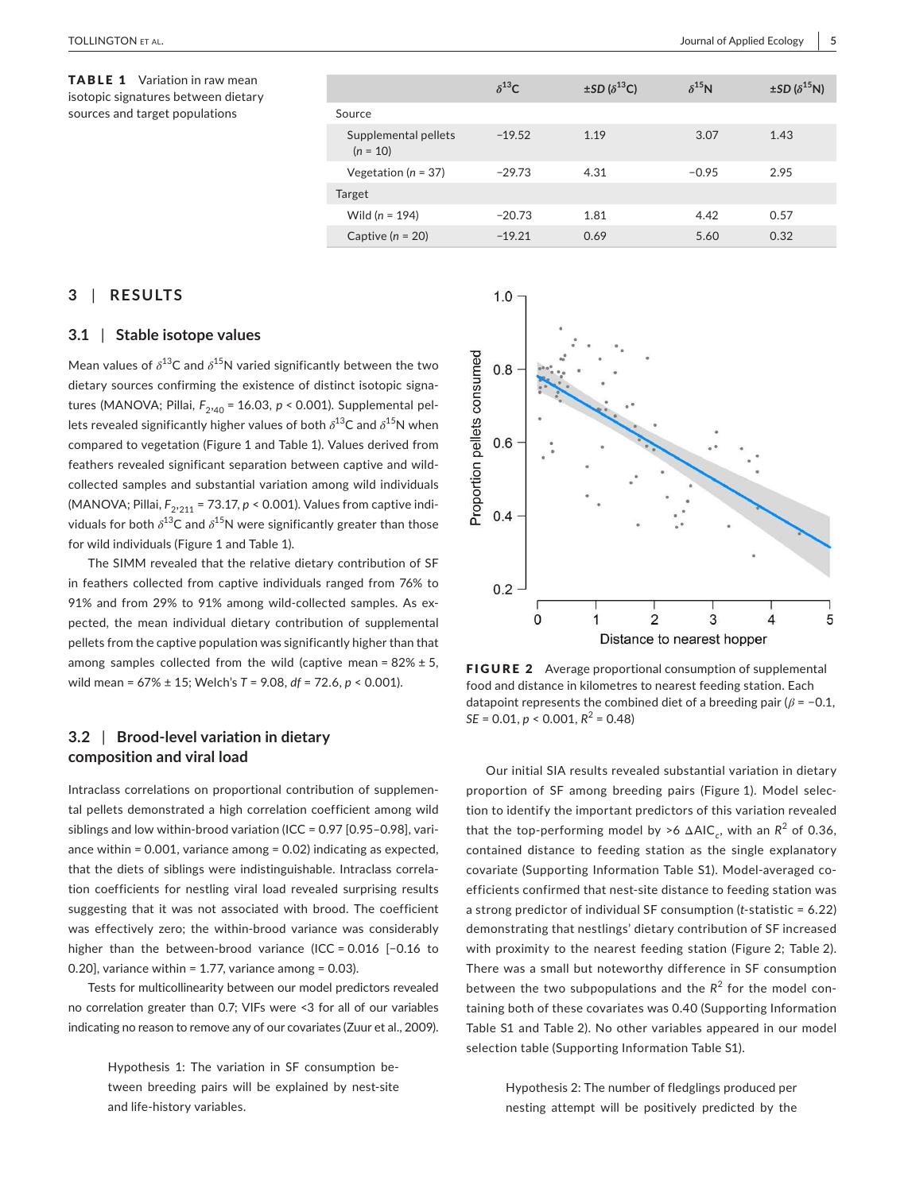**TABLE 1** Variation in raw mean isotopic signatures between dietary sources and target populations

| | $\delta^{13}$C | $\pm SD$ ($\delta^{13}$C) | $\delta^{15}$N | $\pm SD$ ($\delta^{15}$N) |
|---|---|---|---|---|
| Source | | | | |
| Supplemental pellets ($n$ = 10) | −19.52 | 1.19 | 3.07 | 1.43 |
| Vegetation ($n$ = 37) | −29.73 | 4.31 | −0.95 | 2.95 |
| Target | | | | |
| Wild ($n$ = 194) | −20.73 | 1.81 | 4.42 | 0.57 |
| Captive ($n$ = 20) | −19.21 | 0.69 | 5.60 | 0.32 |

## 3 | RESULTS

### 3.1 | Stable isotope values

Mean values of $\delta^{13}$C and $\delta^{15}$N varied significantly between the two dietary sources confirming the existence of distinct isotopic signatures (MANOVA; Pillai, $F_{2,40}$ = 16.03, $p$ < 0.001). Supplemental pellets revealed significantly higher values of both $\delta^{13}$C and $\delta^{15}$N when compared to vegetation (Figure 1 and Table 1). Values derived from feathers revealed significant separation between captive and wild-collected samples and substantial variation among wild individuals (MANOVA; Pillai, $F_{2,211}$ = 73.17, $p$ < 0.001). Values from captive individuals for both $\delta^{13}$C and $\delta^{15}$N were significantly greater than those for wild individuals (Figure 1 and Table 1).

The SIMM revealed that the relative dietary contribution of SF in feathers collected from captive individuals ranged from 76% to 91% and from 29% to 91% among wild-collected samples. As expected, the mean individual dietary contribution of supplemental pellets from the captive population was significantly higher than that among samples collected from the wild (captive mean = 82% ± 5, wild mean = 67% ± 15; Welch's $T$ = 9.08, $df$ = 72.6, $p$ < 0.001).

### 3.2 | Brood-level variation in dietary composition and viral load

Intraclass correlations on proportional contribution of supplemental pellets demonstrated a high correlation coefficient among wild siblings and low within-brood variation (ICC = 0.97 [0.95–0.98], variance within = 0.001, variance among = 0.02) indicating as expected, that the diets of siblings were indistinguishable. Intraclass correlation coefficients for nestling viral load revealed surprising results suggesting that it was not associated with brood. The coefficient was effectively zero; the within-brood variance was considerably higher than the between-brood variance (ICC = 0.016 [−0.16 to 0.20], variance within = 1.77, variance among = 0.03).

Tests for multicollinearity between our model predictors revealed no correlation greater than 0.7; VIFs were <3 for all of our variables indicating no reason to remove any of our covariates (Zuur et al., 2009).

> Hypothesis 1: The variation in SF consumption between breeding pairs will be explained by nest-site and life-history variables.

**FIGURE 2** Average proportional consumption of supplemental food and distance in kilometres to nearest feeding station. Each datapoint represents the combined diet of a breeding pair ($\beta$ = −0.1, $SE$ = 0.01, $p$ < 0.001, $R^2$ = 0.48)

Our initial SIA results revealed substantial variation in dietary proportion of SF among breeding pairs (Figure 1). Model selection to identify the important predictors of this variation revealed that the top-performing model by >6 $\Delta$AIC$_c$, with an $R^2$ of 0.36, contained distance to feeding station as the single explanatory covariate (Supporting Information Table S1). Model-averaged coefficients confirmed that nest-site distance to feeding station was a strong predictor of individual SF consumption ($t$-statistic = 6.22) demonstrating that nestlings' dietary contribution of SF increased with proximity to the nearest feeding station (Figure 2; Table 2). There was a small but noteworthy difference in SF consumption between the two subpopulations and the $R^2$ for the model containing both of these covariates was 0.40 (Supporting Information Table S1 and Table 2). No other variables appeared in our model selection table (Supporting Information Table S1).

> Hypothesis 2: The number of fledglings produced per nesting attempt will be positively predicted by the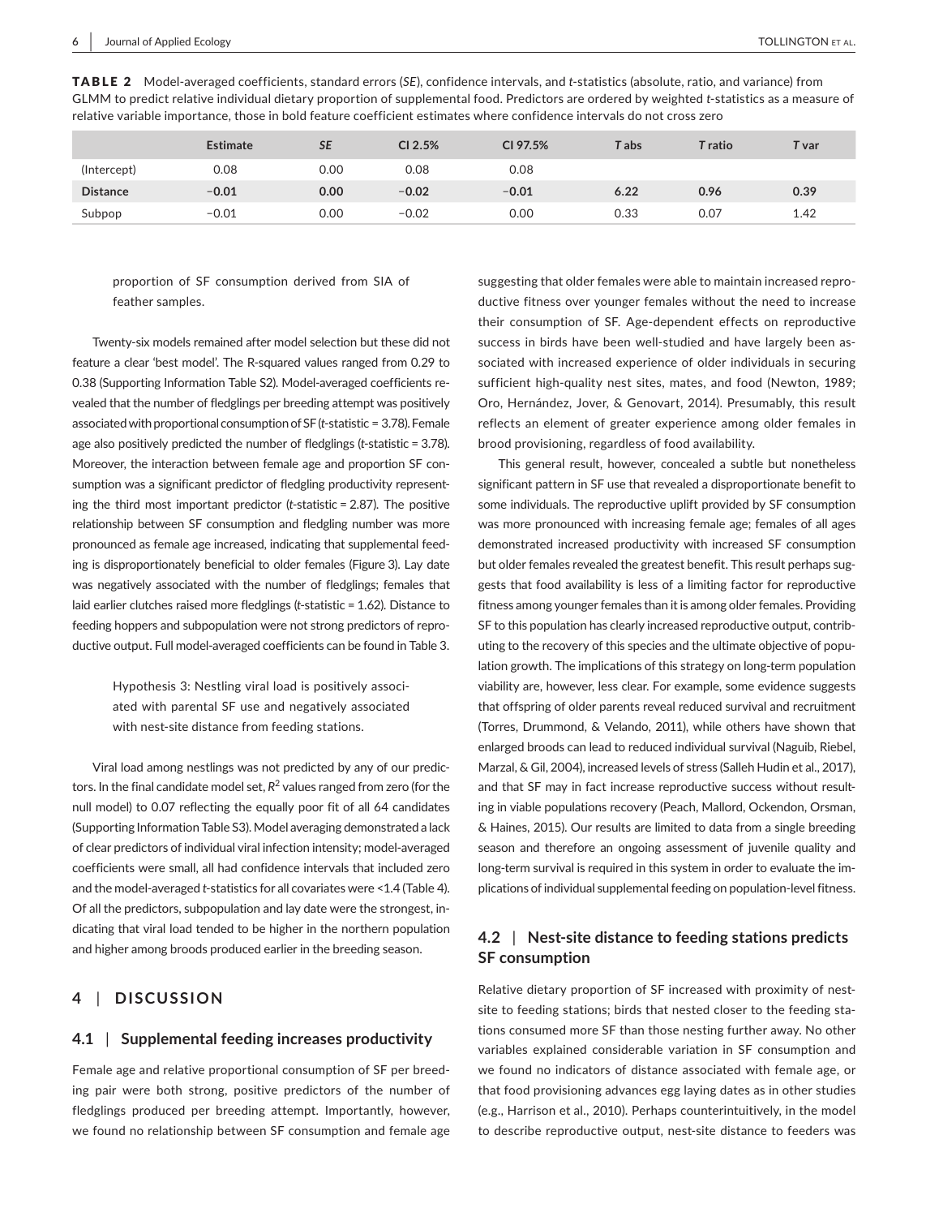**TABLE 2** Model-averaged coefficients, standard errors (*SE*), confidence intervals, and *t*-statistics (absolute, ratio, and variance) from GLMM to predict relative individual dietary proportion of supplemental food. Predictors are ordered by weighted *t*-statistics as a measure of relative variable importance, those in bold feature coefficient estimates where confidence intervals do not cross zero

| | Estimate | *SE* | CI 2.5% | CI 97.5% | *T* abs | *T* ratio | *T* var |
|---|---|---|---|---|---|---|---|
| (Intercept) | 0.08 | 0.00 | 0.08 | 0.08 | | | |
| **Distance** | **−0.01** | **0.00** | **−0.02** | **−0.01** | **6.22** | **0.96** | **0.39** |
| Subpop | −0.01 | 0.00 | −0.02 | 0.00 | 0.33 | 0.07 | 1.42 |

> proportion of SF consumption derived from SIA of feather samples.

Twenty-six models remained after model selection but these did not feature a clear 'best model'. The R-squared values ranged from 0.29 to 0.38 (Supporting Information Table S2). Model-averaged coefficients revealed that the number of fledglings per breeding attempt was positively associated with proportional consumption of SF (*t*-statistic = 3.78). Female age also positively predicted the number of fledglings (*t*-statistic = 3.78). Moreover, the interaction between female age and proportion SF consumption was a significant predictor of fledgling productivity representing the third most important predictor (*t*-statistic = 2.87). The positive relationship between SF consumption and fledgling number was more pronounced as female age increased, indicating that supplemental feeding is disproportionately beneficial to older females (Figure 3). Lay date was negatively associated with the number of fledglings; females that laid earlier clutches raised more fledglings (*t*-statistic = 1.62). Distance to feeding hoppers and subpopulation were not strong predictors of reproductive output. Full model-averaged coefficients can be found in Table 3.

> Hypothesis 3: Nestling viral load is positively associated with parental SF use and negatively associated with nest-site distance from feeding stations.

Viral load among nestlings was not predicted by any of our predictors. In the final candidate model set, $R^2$ values ranged from zero (for the null model) to 0.07 reflecting the equally poor fit of all 64 candidates (Supporting Information Table S3). Model averaging demonstrated a lack of clear predictors of individual viral infection intensity; model-averaged coefficients were small, all had confidence intervals that included zero and the model-averaged *t*-statistics for all covariates were <1.4 (Table 4). Of all the predictors, subpopulation and lay date were the strongest, indicating that viral load tended to be higher in the northern population and higher among broods produced earlier in the breeding season.

## 4 | DISCUSSION

### 4.1 | Supplemental feeding increases productivity

Female age and relative proportional consumption of SF per breeding pair were both strong, positive predictors of the number of fledglings produced per breeding attempt. Importantly, however, we found no relationship between SF consumption and female age suggesting that older females were able to maintain increased reproductive fitness over younger females without the need to increase their consumption of SF. Age-dependent effects on reproductive success in birds have been well-studied and have largely been associated with increased experience of older individuals in securing sufficient high-quality nest sites, mates, and food (Newton, 1989; Oro, Hernández, Jover, & Genovart, 2014). Presumably, this result reflects an element of greater experience among older females in brood provisioning, regardless of food availability.

This general result, however, concealed a subtle but nonetheless significant pattern in SF use that revealed a disproportionate benefit to some individuals. The reproductive uplift provided by SF consumption was more pronounced with increasing female age; females of all ages demonstrated increased productivity with increased SF consumption but older females revealed the greatest benefit. This result perhaps suggests that food availability is less of a limiting factor for reproductive fitness among younger females than it is among older females. Providing SF to this population has clearly increased reproductive output, contributing to the recovery of this species and the ultimate objective of population growth. The implications of this strategy on long-term population viability are, however, less clear. For example, some evidence suggests that offspring of older parents reveal reduced survival and recruitment (Torres, Drummond, & Velando, 2011), while others have shown that enlarged broods can lead to reduced individual survival (Naguib, Riebel, Marzal, & Gil, 2004), increased levels of stress (Salleh Hudin et al., 2017), and that SF may in fact increase reproductive success without resulting in viable populations recovery (Peach, Mallord, Ockendon, Orsman, & Haines, 2015). Our results are limited to data from a single breeding season and therefore an ongoing assessment of juvenile quality and long-term survival is required in this system in order to evaluate the implications of individual supplemental feeding on population-level fitness.

### 4.2 | Nest-site distance to feeding stations predicts SF consumption

Relative dietary proportion of SF increased with proximity of nest-site to feeding stations; birds that nested closer to the feeding stations consumed more SF than those nesting further away. No other variables explained considerable variation in SF consumption and we found no indicators of distance associated with female age, or that food provisioning advances egg laying dates as in other studies (e.g., Harrison et al., 2010). Perhaps counterintuitively, in the model to describe reproductive output, nest-site distance to feeders was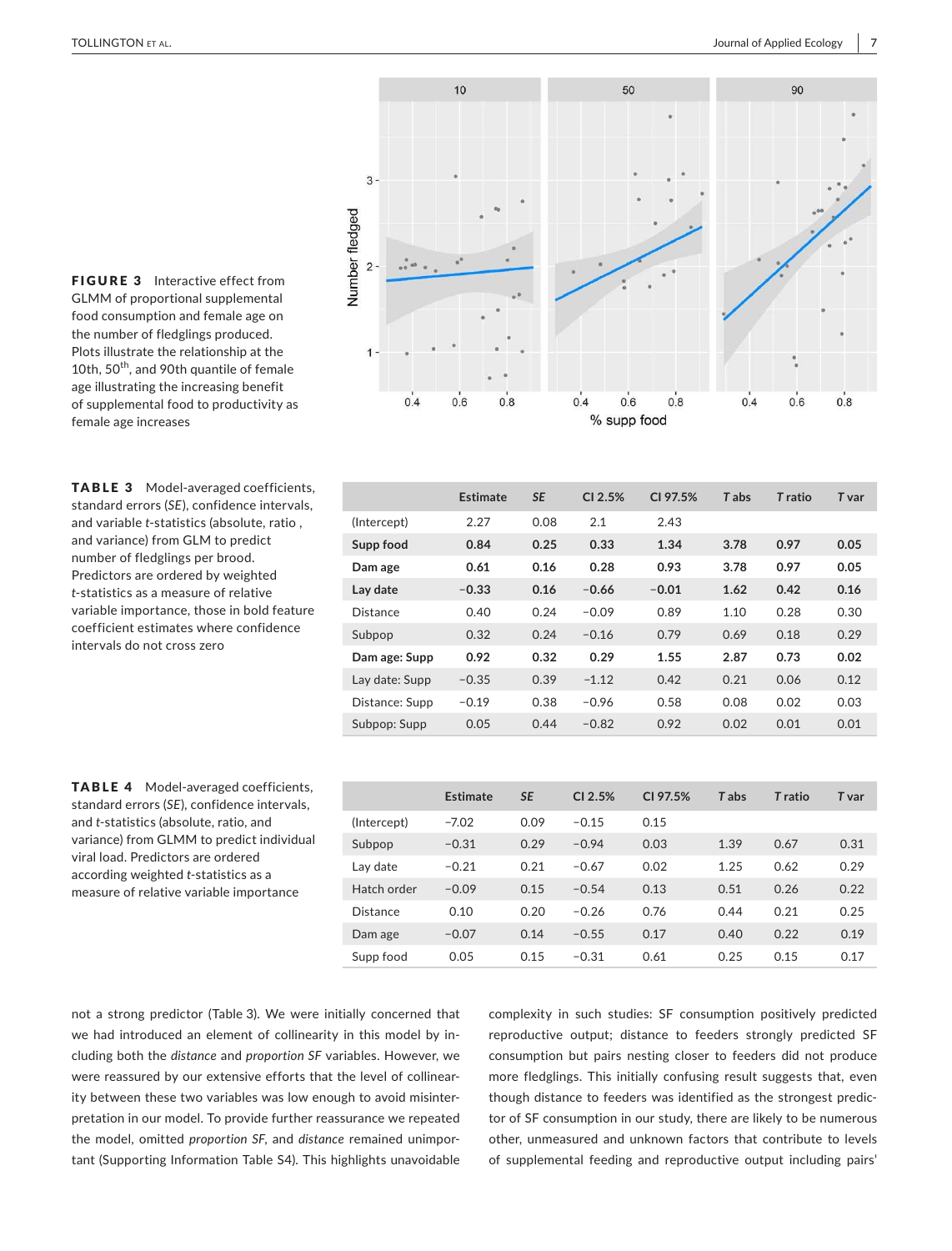**FIGURE 3** Interactive effect from GLMM of proportional supplemental food consumption and female age on the number of fledglings produced. Plots illustrate the relationship at the 10th, 50th, and 90th quantile of female age illustrating the increasing benefit of supplemental food to productivity as female age increases

**TABLE 3** Model-averaged coefficients, standard errors (*SE*), confidence intervals, and variable *t*-statistics (absolute, ratio, and variance) from GLM to predict number of fledglings per brood. Predictors are ordered by weighted *t*-statistics as a measure of relative variable importance, those in bold feature coefficient estimates where confidence intervals do not cross zero

| | Estimate | *SE* | CI 2.5% | CI 97.5% | *T* abs | *T* ratio | *T* var |
|---|---|---|---|---|---|---|---|
| (Intercept) | 2.27 | 0.08 | 2.1 | 2.43 | | | |
| **Supp food** | **0.84** | **0.25** | **0.33** | **1.34** | **3.78** | **0.97** | **0.05** |
| **Dam age** | **0.61** | **0.16** | **0.28** | **0.93** | **3.78** | **0.97** | **0.05** |
| **Lay date** | **−0.33** | **0.16** | **−0.66** | **−0.01** | **1.62** | **0.42** | **0.16** |
| Distance | 0.40 | 0.24 | −0.09 | 0.89 | 1.10 | 0.28 | 0.30 |
| Subpop | 0.32 | 0.24 | −0.16 | 0.79 | 0.69 | 0.18 | 0.29 |
| **Dam age: Supp** | **0.92** | **0.32** | **0.29** | **1.55** | **2.87** | **0.73** | **0.02** |
| Lay date: Supp | −0.35 | 0.39 | −1.12 | 0.42 | 0.21 | 0.06 | 0.12 |
| Distance: Supp | −0.19 | 0.38 | −0.96 | 0.58 | 0.08 | 0.02 | 0.03 |
| Subpop: Supp | 0.05 | 0.44 | −0.82 | 0.92 | 0.02 | 0.01 | 0.01 |

**TABLE 4** Model-averaged coefficients, standard errors (*SE*), confidence intervals, and *t*-statistics (absolute, ratio, and variance) from GLMM to predict individual viral load. Predictors are ordered according weighted *t*-statistics as a measure of relative variable importance

| | Estimate | *SE* | CI 2.5% | CI 97.5% | *T* abs | *T* ratio | *T* var |
|---|---|---|---|---|---|---|---|
| (Intercept) | −7.02 | 0.09 | −0.15 | 0.15 | | | |
| Subpop | −0.31 | 0.29 | −0.94 | 0.03 | 1.39 | 0.67 | 0.31 |
| Lay date | −0.21 | 0.21 | −0.67 | 0.02 | 1.25 | 0.62 | 0.29 |
| Hatch order | −0.09 | 0.15 | −0.54 | 0.13 | 0.51 | 0.26 | 0.22 |
| Distance | 0.10 | 0.20 | −0.26 | 0.76 | 0.44 | 0.21 | 0.25 |
| Dam age | −0.07 | 0.14 | −0.55 | 0.17 | 0.40 | 0.22 | 0.19 |
| Supp food | 0.05 | 0.15 | −0.31 | 0.61 | 0.25 | 0.15 | 0.17 |

not a strong predictor (Table 3). We were initially concerned that we had introduced an element of collinearity in this model by including both the *distance* and *proportion SF* variables. However, we were reassured by our extensive efforts that the level of collinearity between these two variables was low enough to avoid misinterpretation in our model. To provide further reassurance we repeated the model, omitted *proportion SF*, and *distance* remained unimportant (Supporting Information Table S4). This highlights unavoidable complexity in such studies: SF consumption positively predicted reproductive output; distance to feeders strongly predicted SF consumption but pairs nesting closer to feeders did not produce more fledglings. This initially confusing result suggests that, even though distance to feeders was identified as the strongest predictor of SF consumption in our study, there are likely to be numerous other, unmeasured and unknown factors that contribute to levels of supplemental feeding and reproductive output including pairs'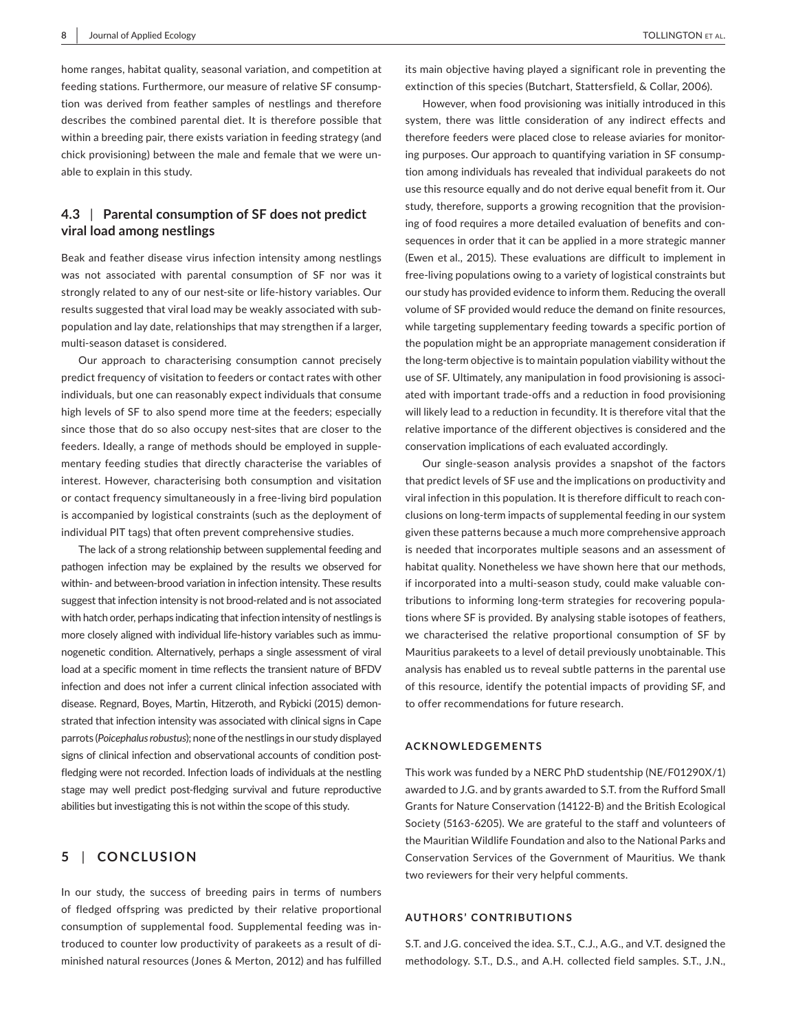home ranges, habitat quality, seasonal variation, and competition at feeding stations. Furthermore, our measure of relative SF consumption was derived from feather samples of nestlings and therefore describes the combined parental diet. It is therefore possible that within a breeding pair, there exists variation in feeding strategy (and chick provisioning) between the male and female that we were unable to explain in this study.

### 4.3 | Parental consumption of SF does not predict viral load among nestlings

Beak and feather disease virus infection intensity among nestlings was not associated with parental consumption of SF nor was it strongly related to any of our nest-site or life-history variables. Our results suggested that viral load may be weakly associated with subpopulation and lay date, relationships that may strengthen if a larger, multi-season dataset is considered.

Our approach to characterising consumption cannot precisely predict frequency of visitation to feeders or contact rates with other individuals, but one can reasonably expect individuals that consume high levels of SF to also spend more time at the feeders; especially since those that do so also occupy nest-sites that are closer to the feeders. Ideally, a range of methods should be employed in supplementary feeding studies that directly characterise the variables of interest. However, characterising both consumption and visitation or contact frequency simultaneously in a free-living bird population is accompanied by logistical constraints (such as the deployment of individual PIT tags) that often prevent comprehensive studies.

The lack of a strong relationship between supplemental feeding and pathogen infection may be explained by the results we observed for within- and between-brood variation in infection intensity. These results suggest that infection intensity is not brood-related and is not associated with hatch order, perhaps indicating that infection intensity of nestlings is more closely aligned with individual life-history variables such as immunogenetic condition. Alternatively, perhaps a single assessment of viral load at a specific moment in time reflects the transient nature of BFDV infection and does not infer a current clinical infection associated with disease. Regnard, Boyes, Martin, Hitzeroth, and Rybicki (2015) demonstrated that infection intensity was associated with clinical signs in Cape parrots (*Poicephalus robustus*); none of the nestlings in our study displayed signs of clinical infection and observational accounts of condition post-fledging were not recorded. Infection loads of individuals at the nestling stage may well predict post-fledging survival and future reproductive abilities but investigating this is not within the scope of this study.

## 5 | CONCLUSION

In our study, the success of breeding pairs in terms of numbers of fledged offspring was predicted by their relative proportional consumption of supplemental food. Supplemental feeding was introduced to counter low productivity of parakeets as a result of diminished natural resources (Jones & Merton, 2012) and has fulfilled its main objective having played a significant role in preventing the extinction of this species (Butchart, Stattersfield, & Collar, 2006).

However, when food provisioning was initially introduced in this system, there was little consideration of any indirect effects and therefore feeders were placed close to release aviaries for monitoring purposes. Our approach to quantifying variation in SF consumption among individuals has revealed that individual parakeets do not use this resource equally and do not derive equal benefit from it. Our study, therefore, supports a growing recognition that the provisioning of food requires a more detailed evaluation of benefits and consequences in order that it can be applied in a more strategic manner (Ewen et al., 2015). These evaluations are difficult to implement in free-living populations owing to a variety of logistical constraints but our study has provided evidence to inform them. Reducing the overall volume of SF provided would reduce the demand on finite resources, while targeting supplementary feeding towards a specific portion of the population might be an appropriate management consideration if the long-term objective is to maintain population viability without the use of SF. Ultimately, any manipulation in food provisioning is associated with important trade-offs and a reduction in food provisioning will likely lead to a reduction in fecundity. It is therefore vital that the relative importance of the different objectives is considered and the conservation implications of each evaluated accordingly.

Our single-season analysis provides a snapshot of the factors that predict levels of SF use and the implications on productivity and viral infection in this population. It is therefore difficult to reach conclusions on long-term impacts of supplemental feeding in our system given these patterns because a much more comprehensive approach is needed that incorporates multiple seasons and an assessment of habitat quality. Nonetheless we have shown here that our methods, if incorporated into a multi-season study, could make valuable contributions to informing long-term strategies for recovering populations where SF is provided. By analysing stable isotopes of feathers, we characterised the relative proportional consumption of SF by Mauritius parakeets to a level of detail previously unobtainable. This analysis has enabled us to reveal subtle patterns in the parental use of this resource, identify the potential impacts of providing SF, and to offer recommendations for future research.

## ACKNOWLEDGEMENTS

This work was funded by a NERC PhD studentship (NE/F01290X/1) awarded to J.G. and by grants awarded to S.T. from the Rufford Small Grants for Nature Conservation (14122-B) and the British Ecological Society (5163-6205). We are grateful to the staff and volunteers of the Mauritian Wildlife Foundation and also to the National Parks and Conservation Services of the Government of Mauritius. We thank two reviewers for their very helpful comments.

## AUTHORS' CONTRIBUTIONS

S.T. and J.G. conceived the idea. S.T., C.J., A.G., and V.T. designed the methodology. S.T., D.S., and A.H. collected field samples. S.T., J.N.,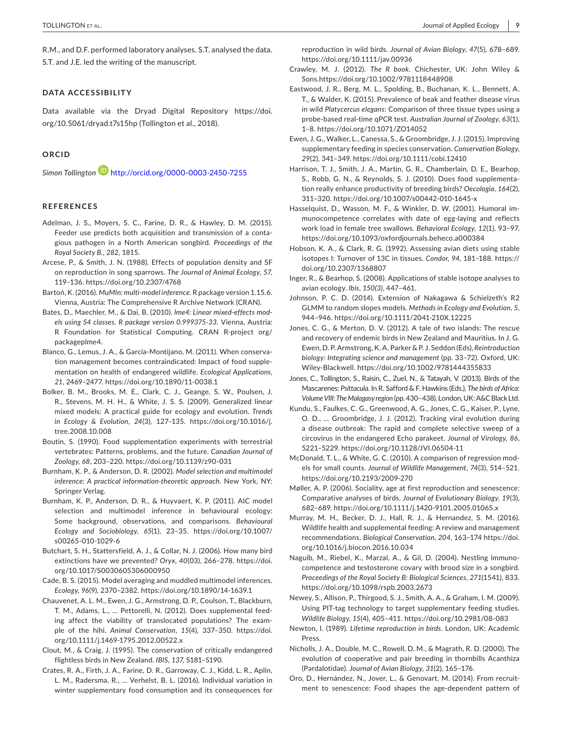R.M., and D.F. performed laboratory analyses. S.T. analysed the data. S.T. and J.E. led the writing of the manuscript.

## DATA ACCESSIBILITY

Data available via the Dryad Digital Repository https://doi.org/10.5061/dryad.t7s15hp (Tollington et al., 2018).

## ORCID

*Simon Tollington* http://orcid.org/0000-0003-2450-7255

## REFERENCES

Adelman, J. S., Moyers, S. C., Farine, D. R., & Hawley, D. M. (2015). Feeder use predicts both acquisition and transmission of a contagious pathogen in a North American songbird. *Proceedings of the Royal Society B.*, *282*, 1815.

Arcese, P., & Smith, J. N. (1988). Effects of population density and SF on reproduction in song sparrows. *The Journal of Animal Ecology*, *57*, 119–136. https://doi.org/10.2307/4768

Bartoń, K. (2016). *MuMIn: multi-model inference*. R package version 1.15.6. Vienna, Austria: The Comprehensive R Archive Network (CRAN).

Bates, D., Maechler, M., & Dai, B. (2010). *lme4: Linear mixed-effects models using S4 classes. R package version 0.999375-33*. Vienna, Austria: R Foundation for Statistical Computing. CRAN R-project org/packagelme4.

Blanco, G., Lemus, J. A., & García-Montijano, M. (2011). When conservation management becomes contraindicated: Impact of food supplementation on health of endangered wildlife. *Ecological Applications*, *21*, 2469–2477. https://doi.org/10.1890/11-0038.1

Bolker, B. M., Brooks, M. E., Clark, C. J., Geange, S. W., Poulsen, J. R., Stevens, M. H. H., & White, J. S. S. (2009). Generalized linear mixed models: A practical guide for ecology and evolution. *Trends in Ecology & Evolution*, *24*(3), 127–135. https://doi.org/10.1016/j.tree.2008.10.008

Boutin, S. (1990). Food supplementation experiments with terrestrial vertebrates: Patterns, problems, and the future. *Canadian Journal of Zoology*, *68*, 203–220. https://doi.org/10.1139/z90-031

Burnham, K. P., & Anderson, D. R. (2002). *Model selection and multimodel inference: A practical information-theoretic approach*. New York, NY: Springer Verlag.

Burnham, K. P., Anderson, D. R., & Huyvaert, K. P. (2011). AIC model selection and multimodel inference in behavioural ecology: Some background, observations, and comparisons. *Behavioural Ecology and Sociobiology*, *65*(1), 23–35. https://doi.org/10.1007/s00265-010-1029-6

Butchart, S. H., Stattersfield, A. J., & Collar, N. J. (2006). How many bird extinctions have we prevented? *Oryx*, *40*(03), 266–278. https://doi.org/10.1017/S0030605306000950

Cade, B. S. (2015). Model averaging and muddled multimodel inferences. *Ecology*, *96*(9), 2370–2382. https://doi.org/10.1890/14-1639.1

Chauvenet, A. L. M., Ewen, J. G., Armstrong, D. P., Coulson, T., Blackburn, T. M., Adams, L., … Pettorelli, N. (2012). Does supplemental feeding affect the viability of translocated populations? The example of the hihi. *Animal Conservation*, *15*(4), 337–350. https://doi.org/10.1111/j.1469-1795.2012.00522.x

Clout, M., & Craig, J. (1995). The conservation of critically endangered flightless birds in New Zealand. *IBIS*, *137*, S181–S190.

Crates, R. A., Firth, J. A., Farine, D. R., Garroway, C. J., Kidd, L. R., Aplin, L. M., Radersma, R., … Verhelst, B. L. (2016). Individual variation in winter supplementary food consumption and its consequences for reproduction in wild birds. *Journal of Avian Biology*, *47*(5), 678–689. https://doi.org/10.1111/jav.00936

Crawley, M. J. (2012). *The R book*. Chichester, UK: John Wiley & Sons.https://doi.org/10.1002/9781118448908

Eastwood, J. R., Berg, M. L., Spolding, B., Buchanan, K. L., Bennett, A. T., & Walder, K. (2015). Prevalence of beak and feather disease virus in wild *Platycercus elegans*: Comparison of three tissue types using a probe-based real-time qPCR test. *Australian Journal of Zoology*, *63*(1), 1–8. https://doi.org/10.1071/ZO14052

Ewen, J. G., Walker, L., Canessa, S., & Groombridge, J. J. (2015). Improving supplementary feeding in species conservation. *Conservation Biology*, *29*(2), 341–349. https://doi.org/10.1111/cobi.12410

Harrison, T. J., Smith, J. A., Martin, G. R., Chamberlain, D. E., Bearhop, S., Robb, G. N., & Reynolds, S. J. (2010). Does food supplementation really enhance productivity of breeding birds? *Oecologia*, *164*(2), 311–320. https://doi.org/10.1007/s00442-010-1645-x

Hasselquist, D., Wasson, M. F., & Winkler, D. W. (2001). Humoral immunocompetence correlates with date of egg-laying and reflects work load in female tree swallows. *Behavioral Ecology*, *12*(1), 93–97. https://doi.org/10.1093/oxfordjournals.beheco.a000384

Hobson, K. A., & Clark, R. G. (1992). Assessing avian diets using stable isotopes I: Turnover of 13C in tissues. *Condor*, *94*, 181–188. https://doi.org/10.2307/1368807

Inger, R., & Bearhop, S. (2008). Applications of stable isotope analyses to avian ecology. *Ibis*, *150(3)*, 447–461.

Johnson, P. C. D. (2014). Extension of Nakagawa & Schielzeth's R2 GLMM to random slopes models. *Methods in Ecology and Evolution*, *5*, 944–946. https://doi.org/10.1111/2041-210X.12225

Jones, C. G., & Merton, D. V. (2012). A tale of two islands: The rescue and recovery of endemic birds in New Zealand and Mauritius. In J. G. Ewen, D. P. Armstrong, K. A. Parker & P. J. Seddon (Eds), *Reintroduction biology: Integrating science and management* (pp. 33–72). Oxford, UK: Wiley-Blackwell. https://doi.org/10.1002/9781444355833

Jones, C., Tollington, S., Raisin, C., Zuel, N., & Tatayah, V. (2013). Birds of the Mascarenes: *Psittacula*. In R. Safford & F. Hawkins (Eds.), *The birds of Africa: Volume VIII: The Malagasy region* (pp. 430–438). London, UK: A&C Black Ltd.

Kundu, S., Faulkes, C. G., Greenwood, A. G., Jones, C. G., Kaiser, P., Lyne, O. D., … Groombridge, J. J. (2012). Tracking viral evolution during a disease outbreak: The rapid and complete selective sweep of a circovirus in the endangered Echo parakeet. *Journal of Virology*, *86*, 5221–5229. https://doi.org/10.1128/JVI.06504-11

McDonald, T. L., & White, G. C. (2010). A comparison of regression models for small counts. *Journal of Wildlife Management*, *74*(3), 514–521. https://doi.org/10.2193/2009-270

Møller, A. P. (2006). Sociality, age at first reproduction and senescence: Comparative analyses of birds. *Journal of Evolutionary Biology*, *19*(3), 682–689. https://doi.org/10.1111/j.1420-9101.2005.01065.x

Murray, M. H., Becker, D. J., Hall, R. J., & Hernandez, S. M. (2016). Wildlife health and supplemental feeding: A review and management recommendations. *Biological Conservation*, *204*, 163–174 https://doi.org/10.1016/j.biocon.2016.10.034

Naguib, M., Riebel, K., Marzal, A., & Gil, D. (2004). Nestling immunocompetence and testosterone covary with brood size in a songbird. *Proceedings of the Royal Society B: Biological Sciences*, *271*(1541), 833. https://doi.org/10.1098/rspb.2003.2673

Newey, S., Allison, P., Thirgood, S. J., Smith, A. A., & Graham, I. M. (2009). Using PIT-tag technology to target supplementary feeding studies. *Wildlife Biology*, *15*(4), 405–411. https://doi.org/10.2981/08-083

Newton, I. (1989). *Lifetime reproduction in birds*. London, UK: Academic Press.

Nicholls, J. A., Double, M. C., Rowell, D. M., & Magrath, R. D. (2000). The evolution of cooperative and pair breeding in thornbills Acanthiza (Pardalotidae). *Journal of Avian Biology*, *31*(2), 165–176.

Oro, D., Hernández, N., Jover, L., & Genovart, M. (2014). From recruitment to senescence: Food shapes the age-dependent pattern of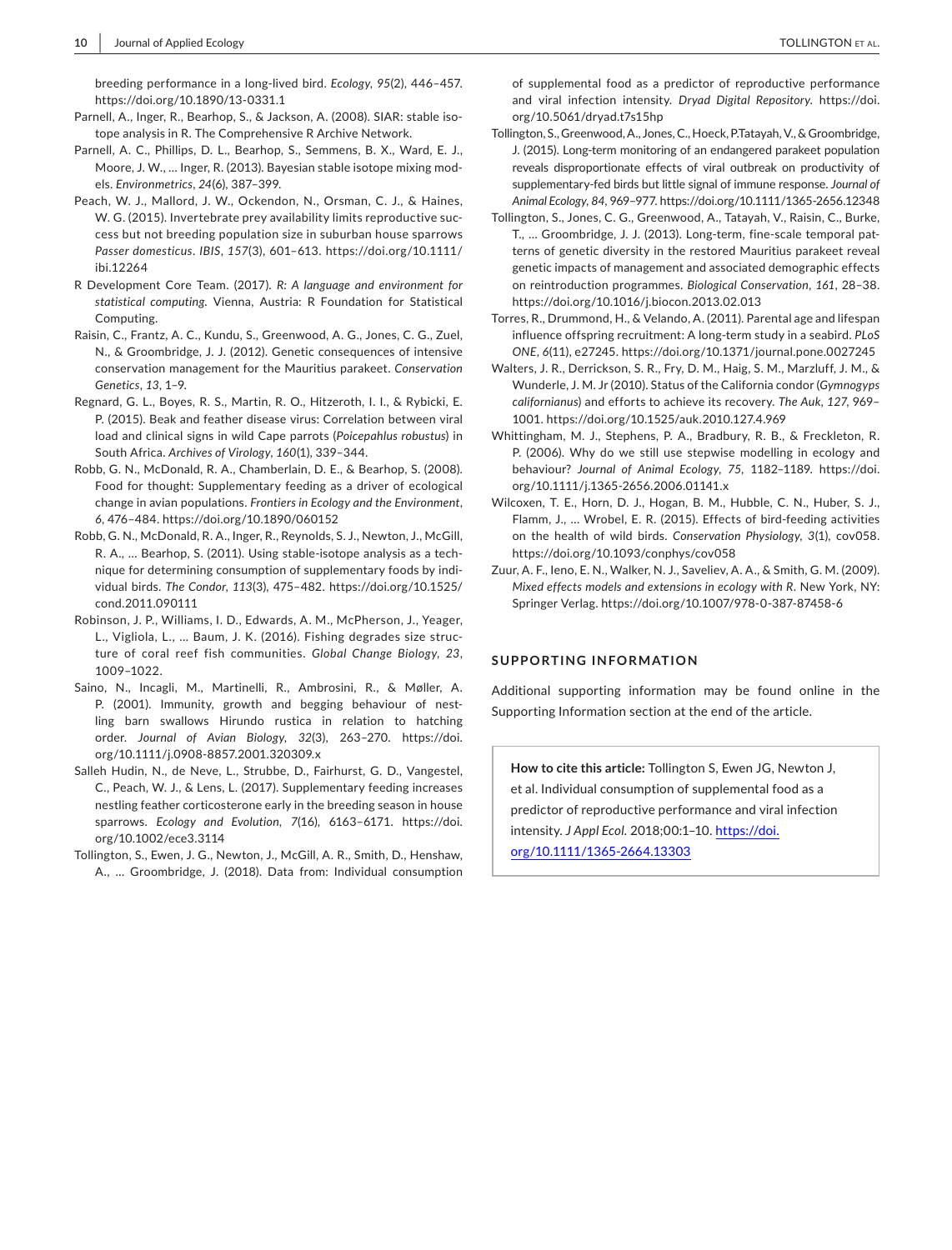breeding performance in a long-lived bird. *Ecology*, *95*(2), 446–457. https://doi.org/10.1890/13-0331.1

Parnell, A., Inger, R., Bearhop, S., & Jackson, A. (2008). SIAR: stable isotope analysis in R. The Comprehensive R Archive Network.

Parnell, A. C., Phillips, D. L., Bearhop, S., Semmens, B. X., Ward, E. J., Moore, J. W., … Inger, R. (2013). Bayesian stable isotope mixing models. *Environmetrics*, *24*(6), 387–399.

Peach, W. J., Mallord, J. W., Ockendon, N., Orsman, C. J., & Haines, W. G. (2015). Invertebrate prey availability limits reproductive success but not breeding population size in suburban house sparrows *Passer domesticus*. *IBIS*, *157*(3), 601–613. https://doi.org/10.1111/ibi.12264

R Development Core Team. (2017). *R: A language and environment for statistical computing*. Vienna, Austria: R Foundation for Statistical Computing.

Raisin, C., Frantz, A. C., Kundu, S., Greenwood, A. G., Jones, C. G., Zuel, N., & Groombridge, J. J. (2012). Genetic consequences of intensive conservation management for the Mauritius parakeet. *Conservation Genetics*, *13*, 1–9.

Regnard, G. L., Boyes, R. S., Martin, R. O., Hitzeroth, I. I., & Rybicki, E. P. (2015). Beak and feather disease virus: Correlation between viral load and clinical signs in wild Cape parrots (*Poicepahlus robustus*) in South Africa. *Archives of Virology*, *160*(1), 339–344.

Robb, G. N., McDonald, R. A., Chamberlain, D. E., & Bearhop, S. (2008). Food for thought: Supplementary feeding as a driver of ecological change in avian populations. *Frontiers in Ecology and the Environment*, *6*, 476–484. https://doi.org/10.1890/060152

Robb, G. N., McDonald, R. A., Inger, R., Reynolds, S. J., Newton, J., McGill, R. A., … Bearhop, S. (2011). Using stable-isotope analysis as a technique for determining consumption of supplementary foods by individual birds. *The Condor*, *113*(3), 475–482. https://doi.org/10.1525/cond.2011.090111

Robinson, J. P., Williams, I. D., Edwards, A. M., McPherson, J., Yeager, L., Vigliola, L., … Baum, J. K. (2016). Fishing degrades size structure of coral reef fish communities. *Global Change Biology*, *23*, 1009–1022.

Saino, N., Incagli, M., Martinelli, R., Ambrosini, R., & Møller, A. P. (2001). Immunity, growth and begging behaviour of nestling barn swallows Hirundo rustica in relation to hatching order. *Journal of Avian Biology*, *32*(3), 263–270. https://doi.org/10.1111/j.0908-8857.2001.320309.x

Salleh Hudin, N., de Neve, L., Strubbe, D., Fairhurst, G. D., Vangestel, C., Peach, W. J., & Lens, L. (2017). Supplementary feeding increases nestling feather corticosterone early in the breeding season in house sparrows. *Ecology and Evolution*, *7*(16), 6163–6171. https://doi.org/10.1002/ece3.3114

Tollington, S., Ewen, J. G., Newton, J., McGill, A. R., Smith, D., Henshaw, A., … Groombridge, J. (2018). Data from: Individual consumption of supplemental food as a predictor of reproductive performance and viral infection intensity. *Dryad Digital Repository*. https://doi.org/10.5061/dryad.t7s15hp

Tollington, S., Greenwood, A., Jones, C., Hoeck, P.Tatayah, V., & Groombridge, J. (2015). Long-term monitoring of an endangered parakeet population reveals disproportionate effects of viral outbreak on productivity of supplementary-fed birds but little signal of immune response. *Journal of Animal Ecology*, *84*, 969–977. https://doi.org/10.1111/1365-2656.12348

Tollington, S., Jones, C. G., Greenwood, A., Tatayah, V., Raisin, C., Burke, T., … Groombridge, J. J. (2013). Long-term, fine-scale temporal patterns of genetic diversity in the restored Mauritius parakeet reveal genetic impacts of management and associated demographic effects on reintroduction programmes. *Biological Conservation*, *161*, 28–38. https://doi.org/10.1016/j.biocon.2013.02.013

Torres, R., Drummond, H., & Velando, A. (2011). Parental age and lifespan influence offspring recruitment: A long-term study in a seabird. *PLoS ONE*, *6*(11), e27245. https://doi.org/10.1371/journal.pone.0027245

Walters, J. R., Derrickson, S. R., Fry, D. M., Haig, S. M., Marzluff, J. M., & Wunderle, J. M. Jr (2010). Status of the California condor (*Gymnogyps californianus*) and efforts to achieve its recovery. *The Auk*, *127*, 969–1001. https://doi.org/10.1525/auk.2010.127.4.969

Whittingham, M. J., Stephens, P. A., Bradbury, R. B., & Freckleton, R. P. (2006). Why do we still use stepwise modelling in ecology and behaviour? *Journal of Animal Ecology*, *75*, 1182–1189. https://doi.org/10.1111/j.1365-2656.2006.01141.x

Wilcoxen, T. E., Horn, D. J., Hogan, B. M., Hubble, C. N., Huber, S. J., Flamm, J., … Wrobel, E. R. (2015). Effects of bird-feeding activities on the health of wild birds. *Conservation Physiology*, *3*(1), cov058. https://doi.org/10.1093/conphys/cov058

Zuur, A. F., Ieno, E. N., Walker, N. J., Saveliev, A. A., & Smith, G. M. (2009). *Mixed effects models and extensions in ecology with R*. New York, NY: Springer Verlag. https://doi.org/10.1007/978-0-387-87458-6

## SUPPORTING INFORMATION

Additional supporting information may be found online in the Supporting Information section at the end of the article.

**How to cite this article:** Tollington S, Ewen JG, Newton J, et al. Individual consumption of supplemental food as a predictor of reproductive performance and viral infection intensity. *J Appl Ecol*. 2018;00:1–10. https://doi.org/10.1111/1365-2664.13303